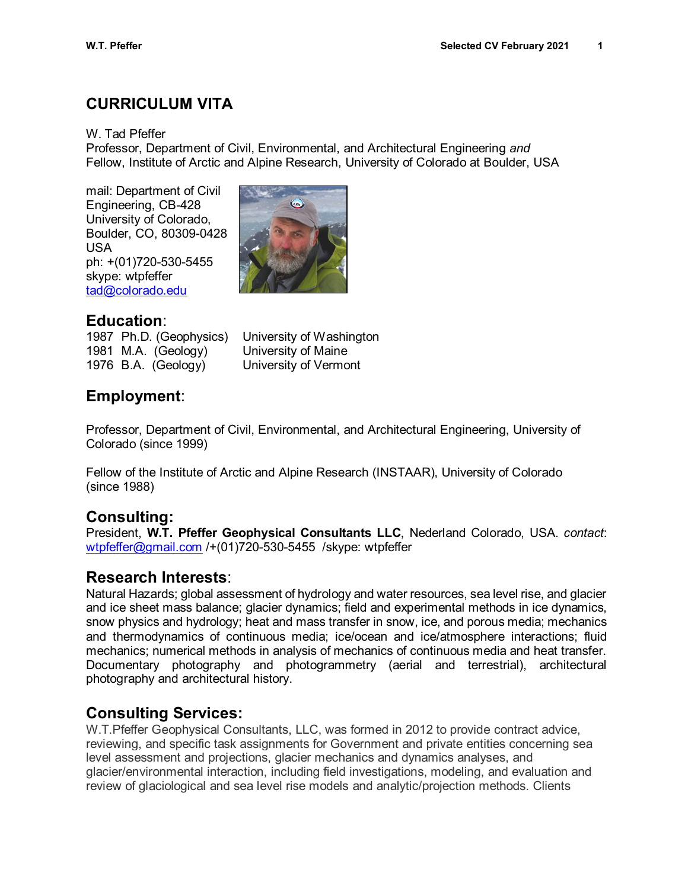# CURRICULUM VITA

W. Tad Pfeffer
Professor, Department of Civil, Environmental, and Architectural Engineering *and*
Fellow, Institute of Arctic and Alpine Research, University of Colorado at Boulder, USA

mail: Department of Civil Engineering, CB-428
University of Colorado,
Boulder, CO, 80309-0428
USA
ph: +(01)720-530-5455
skype: wtpfeffer
tad@colorado.edu

## Education:

| | | |
|---|---|---|
| 1987 | Ph.D. (Geophysics) | University of Washington |
| 1981 | M.A. (Geology) | University of Maine |
| 1976 | B.A. (Geology) | University of Vermont |

## Employment:

Professor, Department of Civil, Environmental, and Architectural Engineering, University of Colorado (since 1999)

Fellow of the Institute of Arctic and Alpine Research (INSTAAR), University of Colorado (since 1988)

## Consulting:

President, **W.T. Pfeffer Geophysical Consultants LLC**, Nederland Colorado, USA. *contact*: wtpfeffer@gmail.com /+(01)720-530-5455 /skype: wtpfeffer

## Research Interests:

Natural Hazards; global assessment of hydrology and water resources, sea level rise, and glacier and ice sheet mass balance; glacier dynamics; field and experimental methods in ice dynamics, snow physics and hydrology; heat and mass transfer in snow, ice, and porous media; mechanics and thermodynamics of continuous media; ice/ocean and ice/atmosphere interactions; fluid mechanics; numerical methods in analysis of mechanics of continuous media and heat transfer. Documentary photography and photogrammetry (aerial and terrestrial), architectural photography and architectural history.

## Consulting Services:

W.T.Pfeffer Geophysical Consultants, LLC, was formed in 2012 to provide contract advice, reviewing, and specific task assignments for Government and private entities concerning sea level assessment and projections, glacier mechanics and dynamics analyses, and glacier/environmental interaction, including field investigations, modeling, and evaluation and review of glaciological and sea level rise models and analytic/projection methods. Clients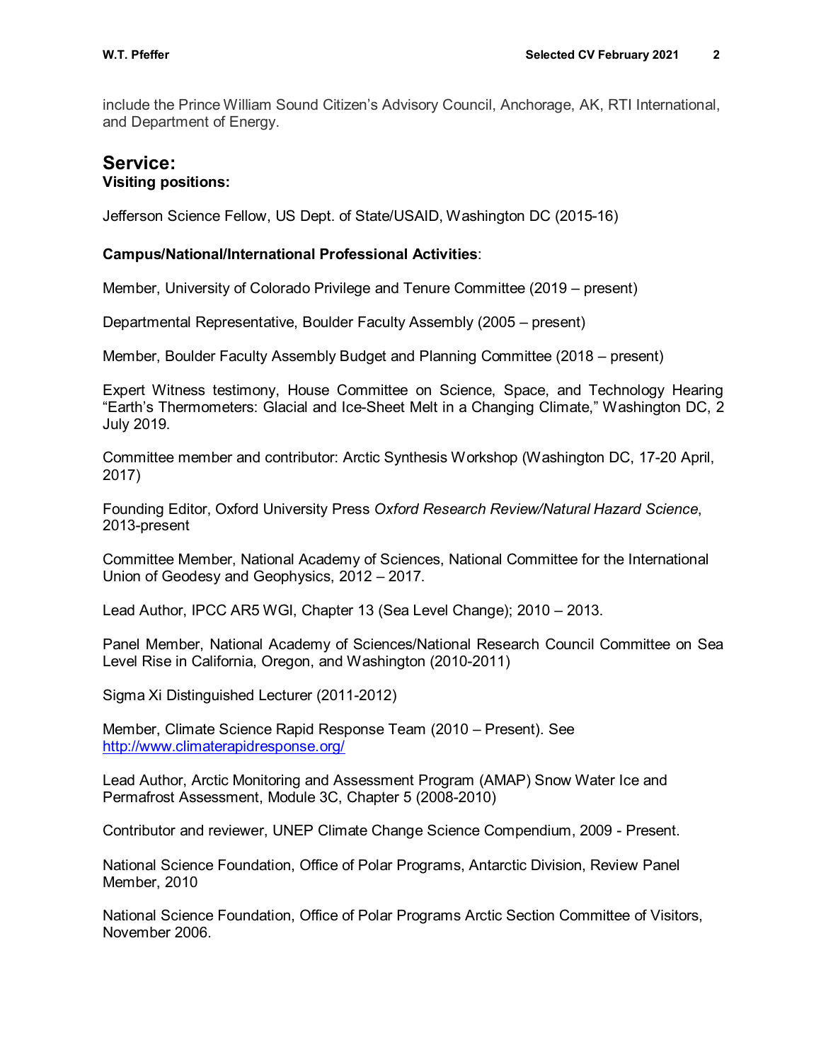include the Prince William Sound Citizen's Advisory Council, Anchorage, AK, RTI International, and Department of Energy.

## Service:

**Visiting positions:**

Jefferson Science Fellow, US Dept. of State/USAID, Washington DC (2015-16)

**Campus/National/International Professional Activities**:

Member, University of Colorado Privilege and Tenure Committee (2019 – present)

Departmental Representative, Boulder Faculty Assembly (2005 – present)

Member, Boulder Faculty Assembly Budget and Planning Committee (2018 – present)

Expert Witness testimony, House Committee on Science, Space, and Technology Hearing "Earth's Thermometers: Glacial and Ice-Sheet Melt in a Changing Climate," Washington DC, 2 July 2019.

Committee member and contributor: Arctic Synthesis Workshop (Washington DC, 17-20 April, 2017)

Founding Editor, Oxford University Press *Oxford Research Review/Natural Hazard Science*, 2013-present

Committee Member, National Academy of Sciences, National Committee for the International Union of Geodesy and Geophysics, 2012 – 2017.

Lead Author, IPCC AR5 WGI, Chapter 13 (Sea Level Change); 2010 – 2013.

Panel Member, National Academy of Sciences/National Research Council Committee on Sea Level Rise in California, Oregon, and Washington (2010-2011)

Sigma Xi Distinguished Lecturer (2011-2012)

Member, Climate Science Rapid Response Team (2010 – Present). See http://www.climaterapidresponse.org/

Lead Author, Arctic Monitoring and Assessment Program (AMAP) Snow Water Ice and Permafrost Assessment, Module 3C, Chapter 5 (2008-2010)

Contributor and reviewer, UNEP Climate Change Science Compendium, 2009 - Present.

National Science Foundation, Office of Polar Programs, Antarctic Division, Review Panel Member, 2010

National Science Foundation, Office of Polar Programs Arctic Section Committee of Visitors, November 2006.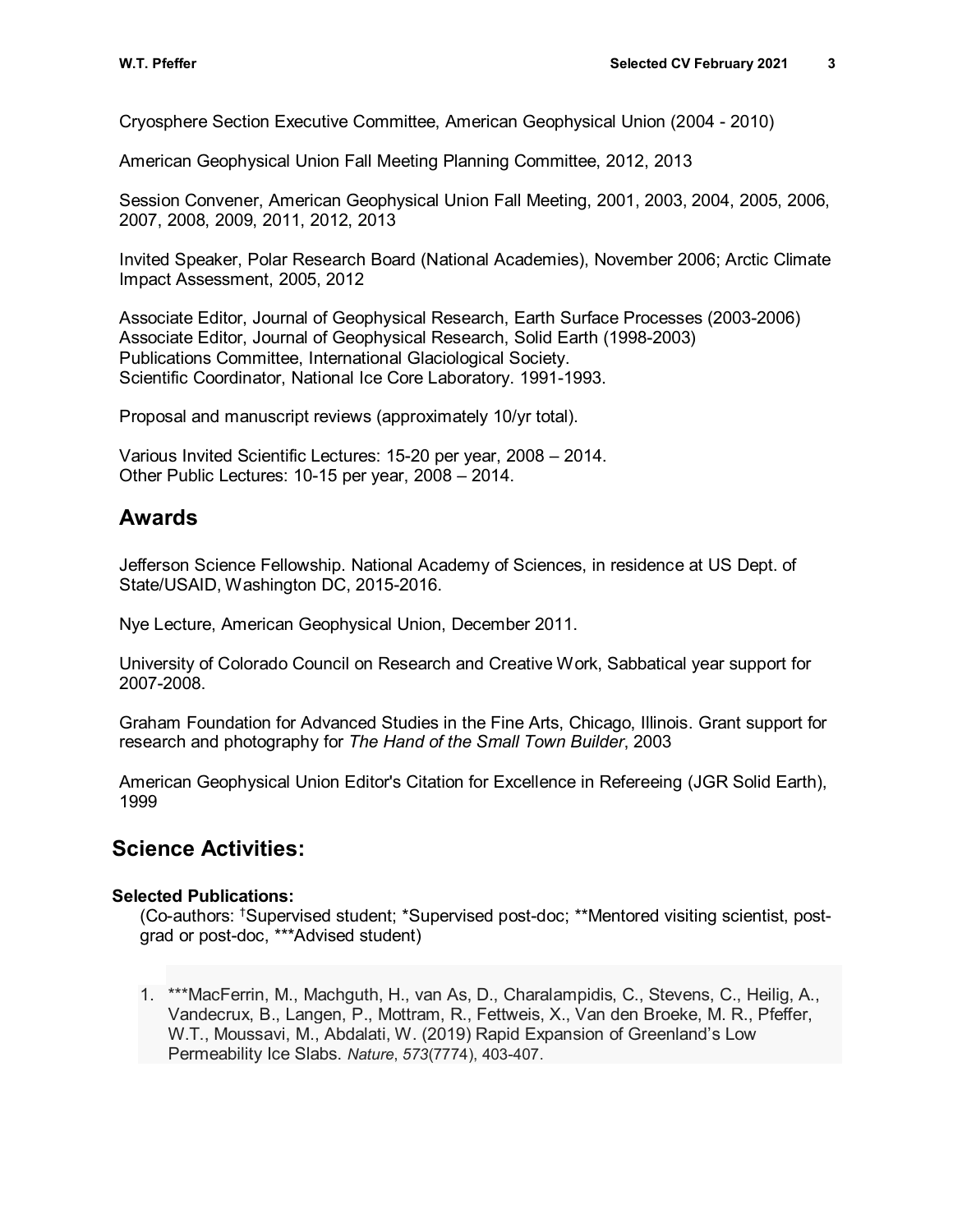Cryosphere Section Executive Committee, American Geophysical Union (2004 - 2010)

American Geophysical Union Fall Meeting Planning Committee, 2012, 2013

Session Convener, American Geophysical Union Fall Meeting, 2001, 2003, 2004, 2005, 2006, 2007, 2008, 2009, 2011, 2012, 2013

Invited Speaker, Polar Research Board (National Academies), November 2006; Arctic Climate Impact Assessment, 2005, 2012

Associate Editor, Journal of Geophysical Research, Earth Surface Processes (2003-2006)
Associate Editor, Journal of Geophysical Research, Solid Earth (1998-2003)
Publications Committee, International Glaciological Society.
Scientific Coordinator, National Ice Core Laboratory. 1991-1993.

Proposal and manuscript reviews (approximately 10/yr total).

Various Invited Scientific Lectures: 15-20 per year, 2008 – 2014.
Other Public Lectures: 10-15 per year, 2008 – 2014.

## Awards

Jefferson Science Fellowship. National Academy of Sciences, in residence at US Dept. of State/USAID, Washington DC, 2015-2016.

Nye Lecture, American Geophysical Union, December 2011.

University of Colorado Council on Research and Creative Work, Sabbatical year support for 2007-2008.

Graham Foundation for Advanced Studies in the Fine Arts, Chicago, Illinois. Grant support for research and photography for *The Hand of the Small Town Builder*, 2003

American Geophysical Union Editor's Citation for Excellence in Refereeing (JGR Solid Earth), 1999

## Science Activities:

### Selected Publications:

(Co-authors: †Supervised student; *Supervised post-doc; **Mentored visiting scientist, post-grad or post-doc, ***Advised student)

1. ***MacFerrin, M., Machguth, H., van As, D., Charalampidis, C., Stevens, C., Heilig, A., Vandecrux, B., Langen, P., Mottram, R., Fettweis, X., Van den Broeke, M. R., Pfeffer, W.T., Moussavi, M., Abdalati, W. (2019) Rapid Expansion of Greenland's Low Permeability Ice Slabs. *Nature*, *573*(7774), 403-407.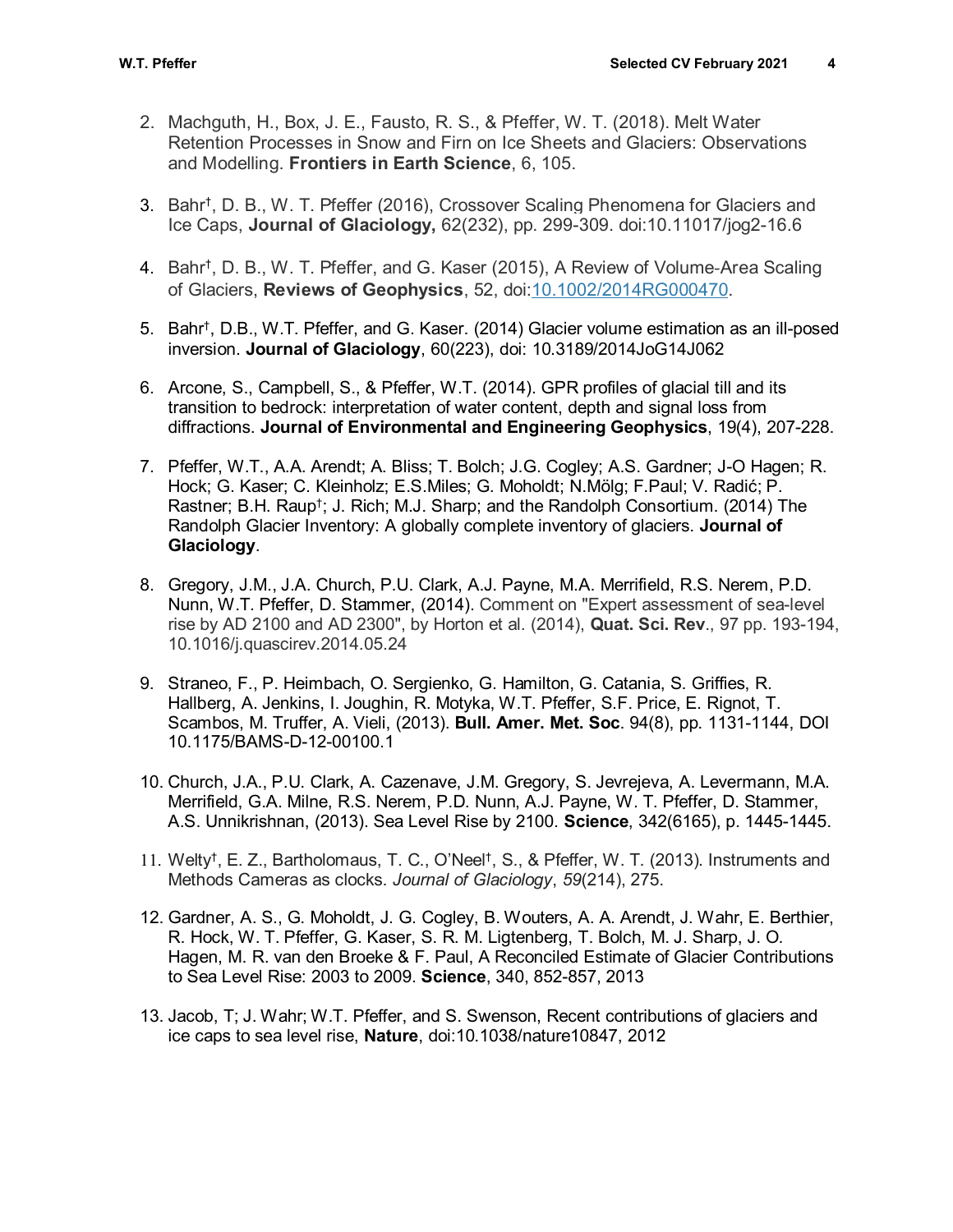2. Machguth, H., Box, J. E., Fausto, R. S., & Pfeffer, W. T. (2018). Melt Water Retention Processes in Snow and Firn on Ice Sheets and Glaciers: Observations and Modelling. **Frontiers in Earth Science**, 6, 105.

3. Bahr†, D. B., W. T. Pfeffer (2016), Crossover Scaling Phenomena for Glaciers and Ice Caps, **Journal of Glaciology,** 62(232), pp. 299-309. doi:10.11017/jog2-16.6

4. Bahr†, D. B., W. T. Pfeffer, and G. Kaser (2015), A Review of Volume-Area Scaling of Glaciers, **Reviews of Geophysics**, 52, doi:10.1002/2014RG000470.

5. Bahr†, D.B., W.T. Pfeffer, and G. Kaser. (2014) Glacier volume estimation as an ill-posed inversion. **Journal of Glaciology**, 60(223), doi: 10.3189/2014JoG14J062

6. Arcone, S., Campbell, S., & Pfeffer, W.T. (2014). GPR profiles of glacial till and its transition to bedrock: interpretation of water content, depth and signal loss from diffractions. **Journal of Environmental and Engineering Geophysics**, 19(4), 207-228.

7. Pfeffer, W.T., A.A. Arendt; A. Bliss; T. Bolch; J.G. Cogley; A.S. Gardner; J-O Hagen; R. Hock; G. Kaser; C. Kleinholz; E.S.Miles; G. Moholdt; N.Mölg; F.Paul; V. Radić; P. Rastner; B.H. Raup†; J. Rich; M.J. Sharp; and the Randolph Consortium. (2014) The Randolph Glacier Inventory: A globally complete inventory of glaciers. **Journal of Glaciology**.

8. Gregory, J.M., J.A. Church, P.U. Clark, A.J. Payne, M.A. Merrifield, R.S. Nerem, P.D. Nunn, W.T. Pfeffer, D. Stammer, (2014). Comment on "Expert assessment of sea-level rise by AD 2100 and AD 2300", by Horton et al. (2014), **Quat. Sci. Rev**., 97 pp. 193-194, 10.1016/j.quascirev.2014.05.24

9. Straneo, F., P. Heimbach, O. Sergienko, G. Hamilton, G. Catania, S. Griffies, R. Hallberg, A. Jenkins, I. Joughin, R. Motyka, W.T. Pfeffer, S.F. Price, E. Rignot, T. Scambos, M. Truffer, A. Vieli, (2013). **Bull. Amer. Met. Soc**. 94(8), pp. 1131-1144, DOI 10.1175/BAMS-D-12-00100.1

10. Church, J.A., P.U. Clark, A. Cazenave, J.M. Gregory, S. Jevrejeva, A. Levermann, M.A. Merrifield, G.A. Milne, R.S. Nerem, P.D. Nunn, A.J. Payne, W. T. Pfeffer, D. Stammer, A.S. Unnikrishnan, (2013). Sea Level Rise by 2100. **Science**, 342(6165), p. 1445-1445.

11. Welty†, E. Z., Bartholomaus, T. C., O'Neel†, S., & Pfeffer, W. T. (2013). Instruments and Methods Cameras as clocks. *Journal of Glaciology*, *59*(214), 275.

12. Gardner, A. S., G. Moholdt, J. G. Cogley, B. Wouters, A. A. Arendt, J. Wahr, E. Berthier, R. Hock, W. T. Pfeffer, G. Kaser, S. R. M. Ligtenberg, T. Bolch, M. J. Sharp, J. O. Hagen, M. R. van den Broeke & F. Paul, A Reconciled Estimate of Glacier Contributions to Sea Level Rise: 2003 to 2009. **Science**, 340, 852-857, 2013

13. Jacob, T; J. Wahr; W.T. Pfeffer, and S. Swenson, Recent contributions of glaciers and ice caps to sea level rise, **Nature**, doi:10.1038/nature10847, 2012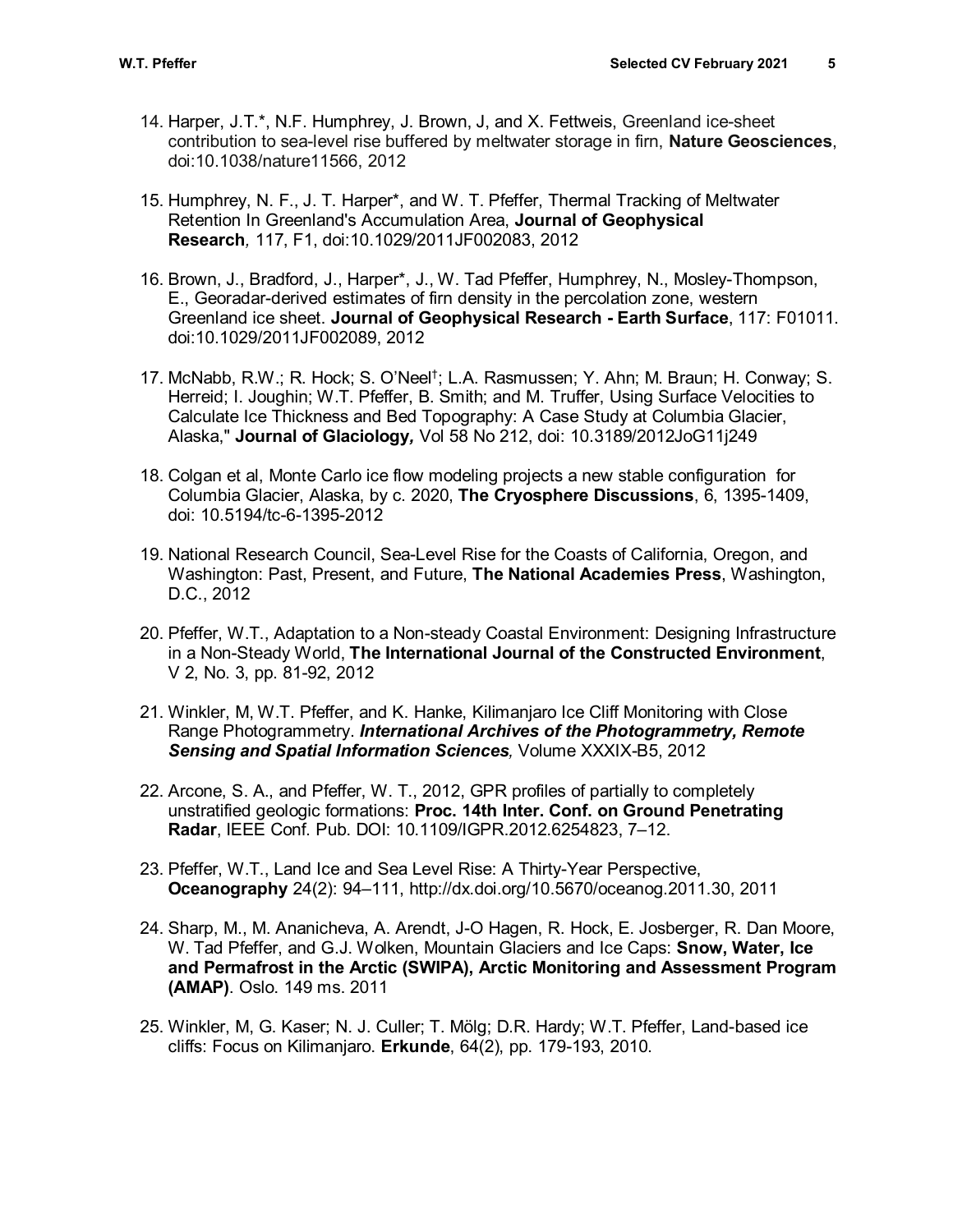14. Harper, J.T.*, N.F. Humphrey, J. Brown, J, and X. Fettweis, Greenland ice-sheet contribution to sea-level rise buffered by meltwater storage in firn, **Nature Geosciences**, doi:10.1038/nature11566, 2012

15. Humphrey, N. F., J. T. Harper*, and W. T. Pfeffer, Thermal Tracking of Meltwater Retention In Greenland's Accumulation Area, **Journal of Geophysical Research***,* 117, F1, doi:10.1029/2011JF002083, 2012

16. Brown, J., Bradford, J., Harper*, J., W. Tad Pfeffer, Humphrey, N., Mosley-Thompson, E., Georadar-derived estimates of firn density in the percolation zone, western Greenland ice sheet. **Journal of Geophysical Research - Earth Surface**, 117: F01011. doi:10.1029/2011JF002089, 2012

17. McNabb, R.W.; R. Hock; S. O'Neel[†]; L.A. Rasmussen; Y. Ahn; M. Braun; H. Conway; S. Herreid; I. Joughin; W.T. Pfeffer, B. Smith; and M. Truffer, Using Surface Velocities to Calculate Ice Thickness and Bed Topography: A Case Study at Columbia Glacier, Alaska," **Journal of Glaciology***,* Vol 58 No 212, doi: 10.3189/2012JoG11j249

18. Colgan et al, Monte Carlo ice flow modeling projects a new stable configuration for Columbia Glacier, Alaska, by c. 2020, **The Cryosphere Discussions**, 6, 1395-1409, doi: 10.5194/tc-6-1395-2012

19. National Research Council, Sea-Level Rise for the Coasts of California, Oregon, and Washington: Past, Present, and Future, **The National Academies Press**, Washington, D.C., 2012

20. Pfeffer, W.T., Adaptation to a Non-steady Coastal Environment: Designing Infrastructure in a Non-Steady World, **The International Journal of the Constructed Environment**, V 2, No. 3, pp. 81-92, 2012

21. Winkler, M, W.T. Pfeffer, and K. Hanke, Kilimanjaro Ice Cliff Monitoring with Close Range Photogrammetry. ***International Archives of the Photogrammetry, Remote Sensing and Spatial Information Sciences****,* Volume XXXIX-B5, 2012

22. Arcone, S. A., and Pfeffer, W. T., 2012, GPR profiles of partially to completely unstratified geologic formations: **Proc. 14th Inter. Conf. on Ground Penetrating Radar**, IEEE Conf. Pub. DOI: 10.1109/IGPR.2012.6254823, 7–12.

23. Pfeffer, W.T., Land Ice and Sea Level Rise: A Thirty-Year Perspective, **Oceanography** 24(2): 94–111, http://dx.doi.org/10.5670/oceanog.2011.30, 2011

24. Sharp, M., M. Ananicheva, A. Arendt, J-O Hagen, R. Hock, E. Josberger, R. Dan Moore, W. Tad Pfeffer, and G.J. Wolken, Mountain Glaciers and Ice Caps: **Snow, Water, Ice and Permafrost in the Arctic (SWIPA), Arctic Monitoring and Assessment Program (AMAP)**. Oslo. 149 ms. 2011

25. Winkler, M, G. Kaser; N. J. Culler; T. Mölg; D.R. Hardy; W.T. Pfeffer, Land-based ice cliffs: Focus on Kilimanjaro. **Erkunde**, 64(2), pp. 179-193, 2010.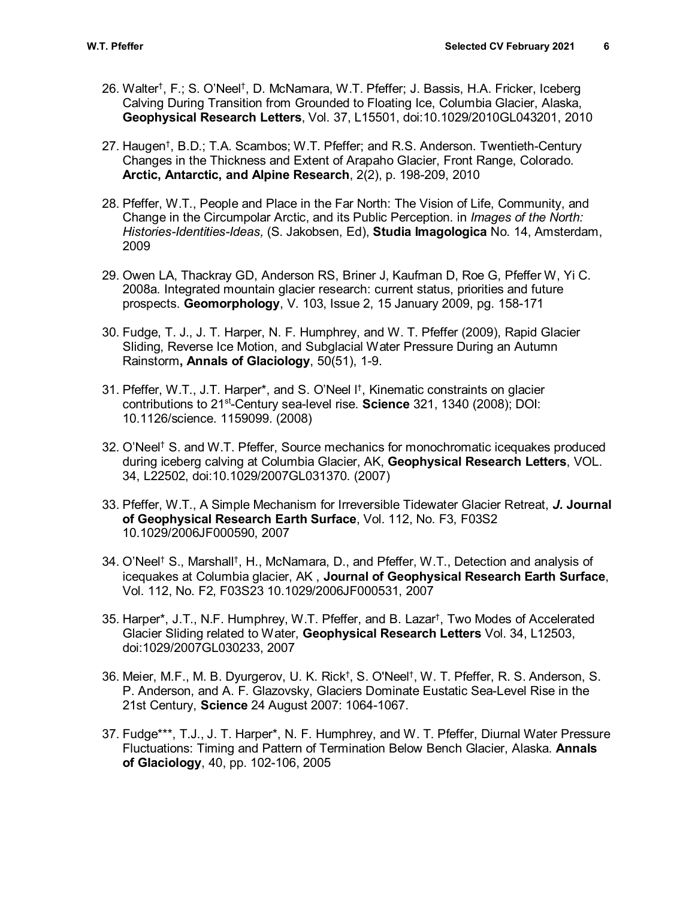26. Walter[†], F.; S. O'Neel[†], D. McNamara, W.T. Pfeffer; J. Bassis, H.A. Fricker, Iceberg Calving During Transition from Grounded to Floating Ice, Columbia Glacier, Alaska, **Geophysical Research Letters**, Vol. 37, L15501, doi:10.1029/2010GL043201, 2010

27. Haugen[†], B.D.; T.A. Scambos; W.T. Pfeffer; and R.S. Anderson. Twentieth-Century Changes in the Thickness and Extent of Arapaho Glacier, Front Range, Colorado. **Arctic, Antarctic, and Alpine Research**, 2(2), p. 198-209, 2010

28. Pfeffer, W.T., People and Place in the Far North: The Vision of Life, Community, and Change in the Circumpolar Arctic, and its Public Perception. in *Images of the North: Histories-Identities-Ideas,* (S. Jakobsen, Ed), **Studia Imagologica** No. 14, Amsterdam, 2009

29. Owen LA, Thackray GD, Anderson RS, Briner J, Kaufman D, Roe G, Pfeffer W, Yi C. 2008a. Integrated mountain glacier research: current status, priorities and future prospects. **Geomorphology**, V. 103, Issue 2, 15 January 2009, pg. 158-171

30. Fudge, T. J., J. T. Harper, N. F. Humphrey, and W. T. Pfeffer (2009), Rapid Glacier Sliding, Reverse Ice Motion, and Subglacial Water Pressure During an Autumn Rainstorm**, Annals of Glaciology**, 50(51), 1-9.

31. Pfeffer, W.T., J.T. Harper*, and S. O'Neel I[†], Kinematic constraints on glacier contributions to 21[st]-Century sea-level rise. **Science** 321, 1340 (2008); DOI: 10.1126/science. 1159099. (2008)

32. O'Neel[†] S. and W.T. Pfeffer, Source mechanics for monochromatic icequakes produced during iceberg calving at Columbia Glacier, AK, **Geophysical Research Letters**, VOL. 34, L22502, doi:10.1029/2007GL031370. (2007)

33. Pfeffer, W.T., A Simple Mechanism for Irreversible Tidewater Glacier Retreat, ***J.* Journal of Geophysical Research Earth Surface**, Vol. 112, No. F3, F03S2 10.1029/2006JF000590, 2007

34. O'Neel[†] S., Marshall[†], H., McNamara, D., and Pfeffer, W.T., Detection and analysis of icequakes at Columbia glacier, AK , **Journal of Geophysical Research Earth Surface**, Vol. 112, No. F2, F03S23 10.1029/2006JF000531, 2007

35. Harper*, J.T., N.F. Humphrey, W.T. Pfeffer, and B. Lazar[†], Two Modes of Accelerated Glacier Sliding related to Water, **Geophysical Research Letters** Vol. 34, L12503, doi:1029/2007GL030233, 2007

36. Meier, M.F., M. B. Dyurgerov, U. K. Rick[†], S. O'Neel[†], W. T. Pfeffer, R. S. Anderson, S. P. Anderson, and A. F. Glazovsky, Glaciers Dominate Eustatic Sea-Level Rise in the 21st Century, **Science** 24 August 2007: 1064-1067.

37. Fudge***, T.J., J. T. Harper*, N. F. Humphrey, and W. T. Pfeffer, Diurnal Water Pressure Fluctuations: Timing and Pattern of Termination Below Bench Glacier, Alaska. **Annals of Glaciology**, 40, pp. 102-106, 2005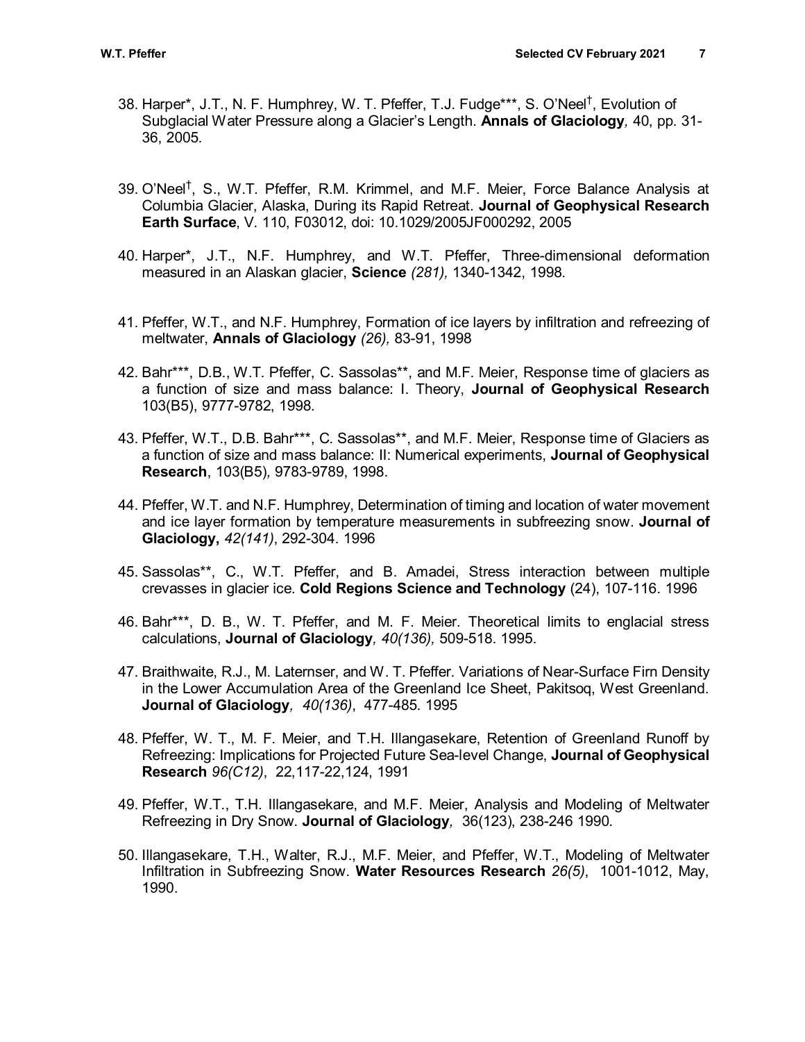38. Harper*, J.T., N. F. Humphrey, W. T. Pfeffer, T.J. Fudge***, S. O'Neel†, Evolution of Subglacial Water Pressure along a Glacier's Length. **Annals of Glaciology**, 40, pp. 31-36, 2005.

39. O'Neel†, S., W.T. Pfeffer, R.M. Krimmel, and M.F. Meier, Force Balance Analysis at Columbia Glacier, Alaska, During its Rapid Retreat. **Journal of Geophysical Research Earth Surface**, V. 110, F03012, doi: 10.1029/2005JF000292, 2005

40. Harper*, J.T., N.F. Humphrey, and W.T. Pfeffer, Three-dimensional deformation measured in an Alaskan glacier, **Science** *(281),* 1340-1342, 1998.

41. Pfeffer, W.T., and N.F. Humphrey, Formation of ice layers by infiltration and refreezing of meltwater, **Annals of Glaciology** *(26),* 83-91, 1998

42. Bahr***, D.B., W.T. Pfeffer, C. Sassolas**, and M.F. Meier, Response time of glaciers as a function of size and mass balance: I. Theory, **Journal of Geophysical Research** 103(B5), 9777-9782, 1998.

43. Pfeffer, W.T., D.B. Bahr***, C. Sassolas**, and M.F. Meier, Response time of Glaciers as a function of size and mass balance: II: Numerical experiments, **Journal of Geophysical Research**, 103(B5), 9783-9789, 1998.

44. Pfeffer, W.T. and N.F. Humphrey, Determination of timing and location of water movement and ice layer formation by temperature measurements in subfreezing snow. **Journal of Glaciology,** *42(141)*, 292-304. 1996

45. Sassolas**, C., W.T. Pfeffer, and B. Amadei, Stress interaction between multiple crevasses in glacier ice. **Cold Regions Science and Technology** (24), 107-116. 1996

46. Bahr***, D. B., W. T. Pfeffer, and M. F. Meier. Theoretical limits to englacial stress calculations, **Journal of Glaciology***, 40(136),* 509-518. 1995.

47. Braithwaite, R.J., M. Laternser, and W. T. Pfeffer. Variations of Near-Surface Firn Density in the Lower Accumulation Area of the Greenland Ice Sheet, Pakitsoq, West Greenland. **Journal of Glaciology***, 40(136)*, 477-485. 1995

48. Pfeffer, W. T., M. F. Meier, and T.H. Illangasekare, Retention of Greenland Runoff by Refreezing: Implications for Projected Future Sea-level Change, **Journal of Geophysical Research** *96(C12)*, 22,117-22,124, 1991

49. Pfeffer, W.T., T.H. Illangasekare, and M.F. Meier, Analysis and Modeling of Meltwater Refreezing in Dry Snow. **Journal of Glaciology***,* 36(123), 238-246 1990.

50. Illangasekare, T.H., Walter, R.J., M.F. Meier, and Pfeffer, W.T., Modeling of Meltwater Infiltration in Subfreezing Snow. **Water Resources Research** *26(5)*, 1001-1012, May, 1990.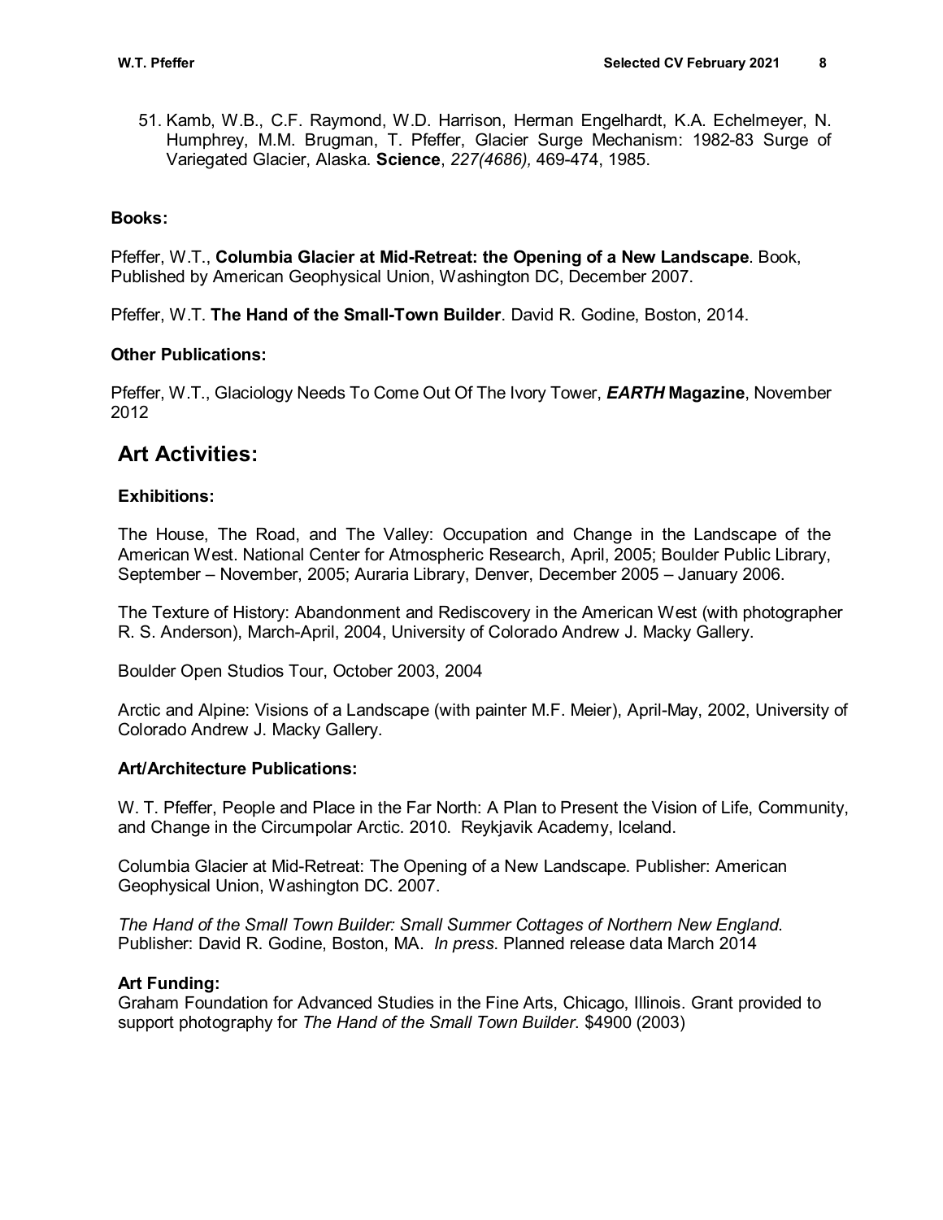51. Kamb, W.B., C.F. Raymond, W.D. Harrison, Herman Engelhardt, K.A. Echelmeyer, N. Humphrey, M.M. Brugman, T. Pfeffer, Glacier Surge Mechanism: 1982-83 Surge of Variegated Glacier, Alaska. **Science**, *227(4686),* 469-474, 1985.

**Books:**

Pfeffer, W.T., **Columbia Glacier at Mid-Retreat: the Opening of a New Landscape**. Book, Published by American Geophysical Union, Washington DC, December 2007.

Pfeffer, W.T. **The Hand of the Small-Town Builder**. David R. Godine, Boston, 2014.

**Other Publications:**

Pfeffer, W.T., Glaciology Needs To Come Out Of The Ivory Tower, ***EARTH* Magazine**, November 2012

## Art Activities:

**Exhibitions:**

The House, The Road, and The Valley: Occupation and Change in the Landscape of the American West. National Center for Atmospheric Research, April, 2005; Boulder Public Library, September – November, 2005; Auraria Library, Denver, December 2005 – January 2006.

The Texture of History: Abandonment and Rediscovery in the American West (with photographer R. S. Anderson), March-April, 2004, University of Colorado Andrew J. Macky Gallery.

Boulder Open Studios Tour, October 2003, 2004

Arctic and Alpine: Visions of a Landscape (with painter M.F. Meier), April-May, 2002, University of Colorado Andrew J. Macky Gallery.

**Art/Architecture Publications:**

W. T. Pfeffer, People and Place in the Far North: A Plan to Present the Vision of Life, Community, and Change in the Circumpolar Arctic. 2010. Reykjavik Academy, Iceland.

Columbia Glacier at Mid-Retreat: The Opening of a New Landscape. Publisher: American Geophysical Union, Washington DC. 2007.

*The Hand of the Small Town Builder: Small Summer Cottages of Northern New England*. Publisher: David R. Godine, Boston, MA. *In press*. Planned release data March 2014

**Art Funding:**

Graham Foundation for Advanced Studies in the Fine Arts, Chicago, Illinois. Grant provided to support photography for *The Hand of the Small Town Builder*. $4900 (2003)